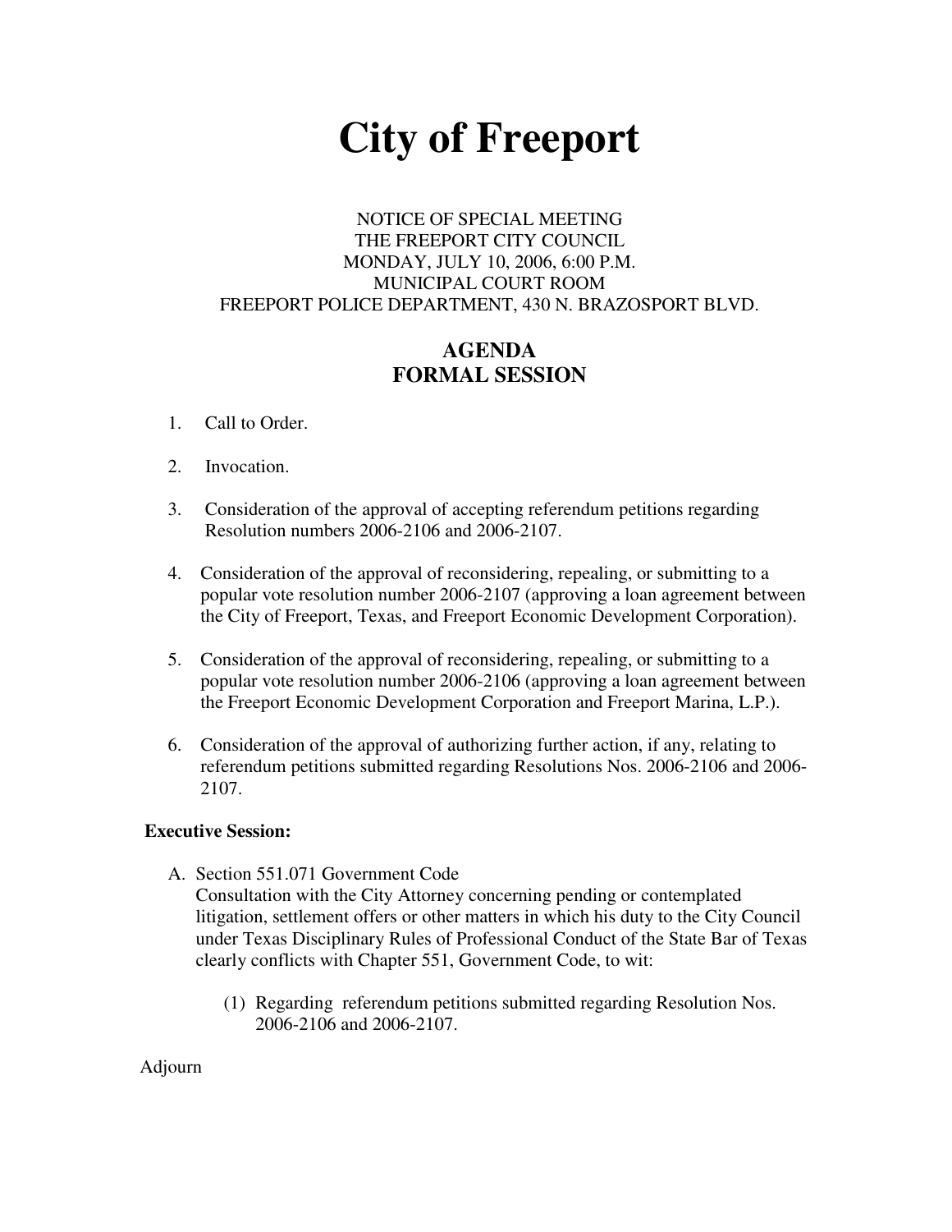# City of Freeport

NOTICE OF SPECIAL MEETING
THE FREEPORT CITY COUNCIL
MONDAY, JULY 10, 2006, 6:00 P.M.
MUNICIPAL COURT ROOM
FREEPORT POLICE DEPARTMENT, 430 N. BRAZOSPORT BLVD.

## AGENDA
## FORMAL SESSION

1. Call to Order.

2. Invocation.

3. Consideration of the approval of accepting referendum petitions regarding Resolution numbers 2006-2106 and 2006-2107.

4. Consideration of the approval of reconsidering, repealing, or submitting to a popular vote resolution number 2006-2107 (approving a loan agreement between the City of Freeport, Texas, and Freeport Economic Development Corporation).

5. Consideration of the approval of reconsidering, repealing, or submitting to a popular vote resolution number 2006-2106 (approving a loan agreement between the Freeport Economic Development Corporation and Freeport Marina, L.P.).

6. Consideration of the approval of authorizing further action, if any, relating to referendum petitions submitted regarding Resolutions Nos. 2006-2106 and 2006-2107.

**Executive Session:**

A. Section 551.071 Government Code
Consultation with the City Attorney concerning pending or contemplated litigation, settlement offers or other matters in which his duty to the City Council under Texas Disciplinary Rules of Professional Conduct of the State Bar of Texas clearly conflicts with Chapter 551, Government Code, to wit:

   (1) Regarding referendum petitions submitted regarding Resolution Nos. 2006-2106 and 2006-2107.

Adjourn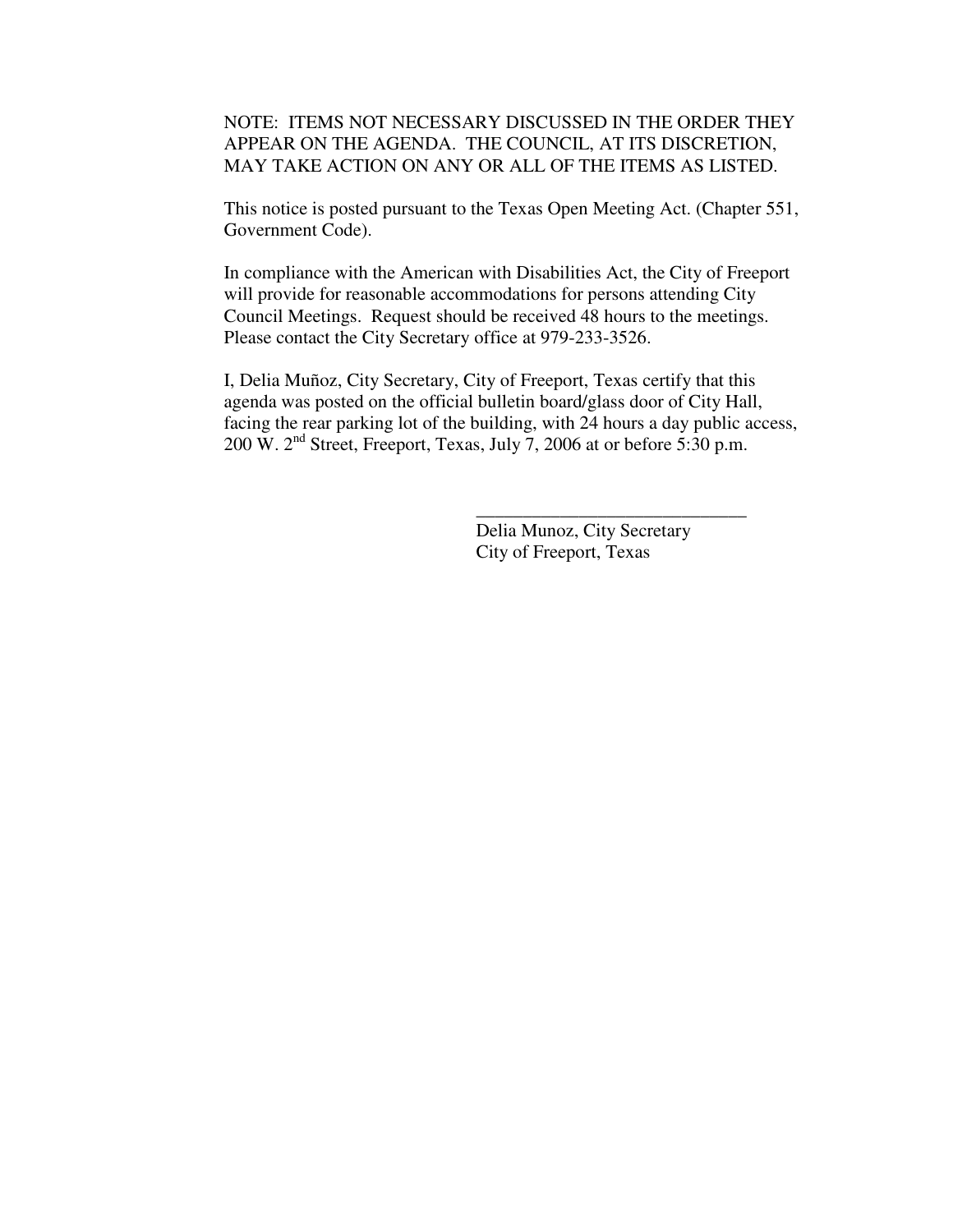NOTE: ITEMS NOT NECESSARY DISCUSSED IN THE ORDER THEY APPEAR ON THE AGENDA. THE COUNCIL, AT ITS DISCRETION, MAY TAKE ACTION ON ANY OR ALL OF THE ITEMS AS LISTED.

This notice is posted pursuant to the Texas Open Meeting Act. (Chapter 551, Government Code).

In compliance with the American with Disabilities Act, the City of Freeport will provide for reasonable accommodations for persons attending City Council Meetings. Request should be received 48 hours to the meetings. Please contact the City Secretary office at 979-233-3526.

I, Delia Muñoz, City Secretary, City of Freeport, Texas certify that this agenda was posted on the official bulletin board/glass door of City Hall, facing the rear parking lot of the building, with 24 hours a day public access, 200 W. 2nd Street, Freeport, Texas, July 7, 2006 at or before 5:30 p.m.

\_\_\_\_\_\_\_\_\_\_\_\_\_\_\_\_\_\_\_\_\_\_\_\_\_\_\_\_\_\_

Delia Munoz, City Secretary
City of Freeport, Texas